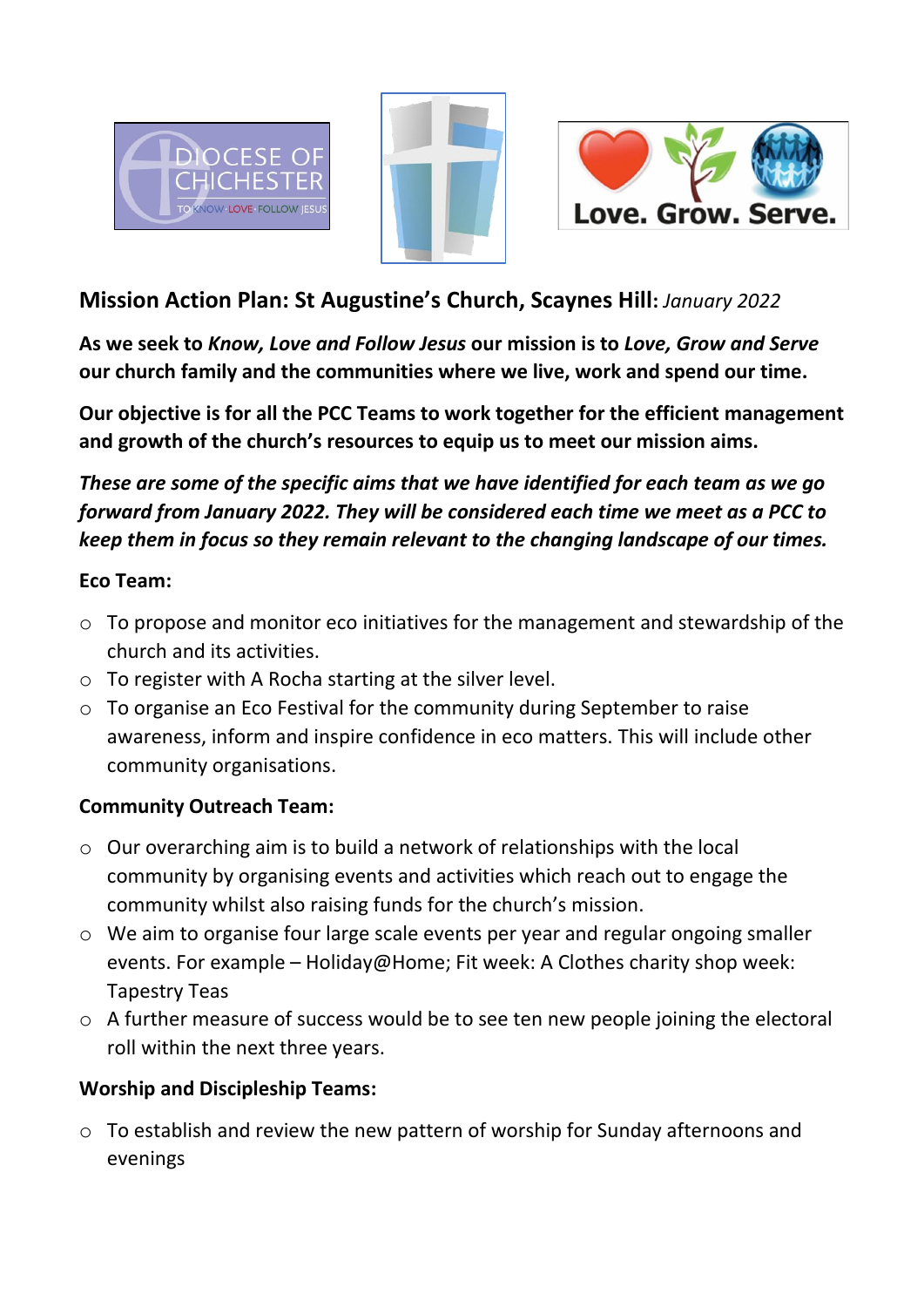## **Mission Action Plan: St Augustine's Church, Scaynes Hill:** *January 2022*

**As we seek to *Know, Love and Follow Jesus* our mission is to *Love, Grow and Serve* our church family and the communities where we live, work and spend our time.**

**Our objective is for all the PCC Teams to work together for the efficient management and growth of the church's resources to equip us to meet our mission aims.**

***These are some of the specific aims that we have identified for each team as we go forward from January 2022. They will be considered each time we meet as a PCC to keep them in focus so they remain relevant to the changing landscape of our times.***

### Eco Team:

- To propose and monitor eco initiatives for the management and stewardship of the church and its activities.
- To register with A Rocha starting at the silver level.
- To organise an Eco Festival for the community during September to raise awareness, inform and inspire confidence in eco matters. This will include other community organisations.

### Community Outreach Team:

- Our overarching aim is to build a network of relationships with the local community by organising events and activities which reach out to engage the community whilst also raising funds for the church's mission.
- We aim to organise four large scale events per year and regular ongoing smaller events. For example – Holiday@Home; Fit week: A Clothes charity shop week: Tapestry Teas
- A further measure of success would be to see ten new people joining the electoral roll within the next three years.

### Worship and Discipleship Teams:

- To establish and review the new pattern of worship for Sunday afternoons and evenings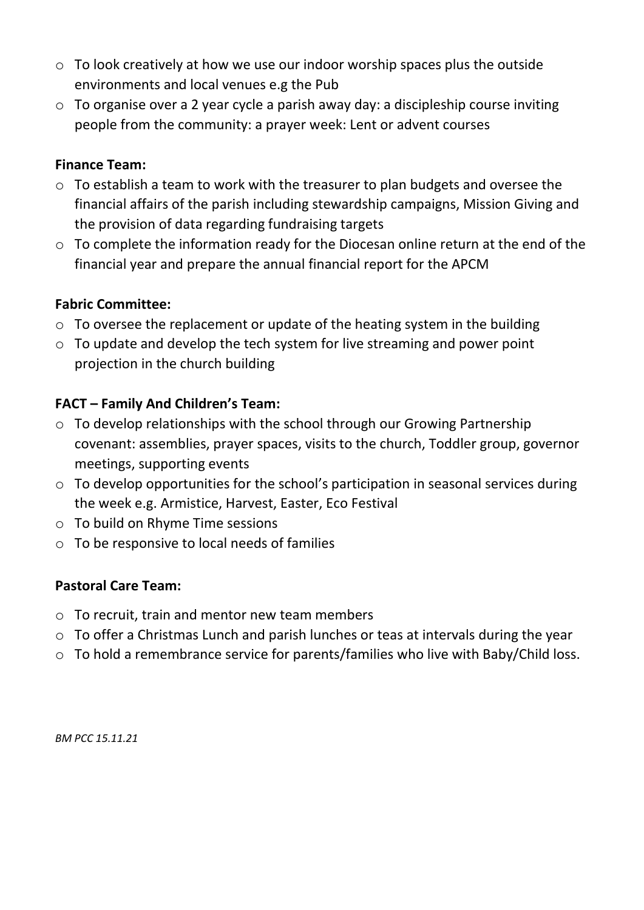- To look creatively at how we use our indoor worship spaces plus the outside environments and local venues e.g the Pub
- To organise over a 2 year cycle a parish away day: a discipleship course inviting people from the community: a prayer week: Lent or advent courses

**Finance Team:**

- To establish a team to work with the treasurer to plan budgets and oversee the financial affairs of the parish including stewardship campaigns, Mission Giving and the provision of data regarding fundraising targets
- To complete the information ready for the Diocesan online return at the end of the financial year and prepare the annual financial report for the APCM

**Fabric Committee:**

- To oversee the replacement or update of the heating system in the building
- To update and develop the tech system for live streaming and power point projection in the church building

**FACT – Family And Children's Team:**

- To develop relationships with the school through our Growing Partnership covenant: assemblies, prayer spaces, visits to the church, Toddler group, governor meetings, supporting events
- To develop opportunities for the school's participation in seasonal services during the week e.g. Armistice, Harvest, Easter, Eco Festival
- To build on Rhyme Time sessions
- To be responsive to local needs of families

**Pastoral Care Team:**

- To recruit, train and mentor new team members
- To offer a Christmas Lunch and parish lunches or teas at intervals during the year
- To hold a remembrance service for parents/families who live with Baby/Child loss.

*BM PCC 15.11.21*